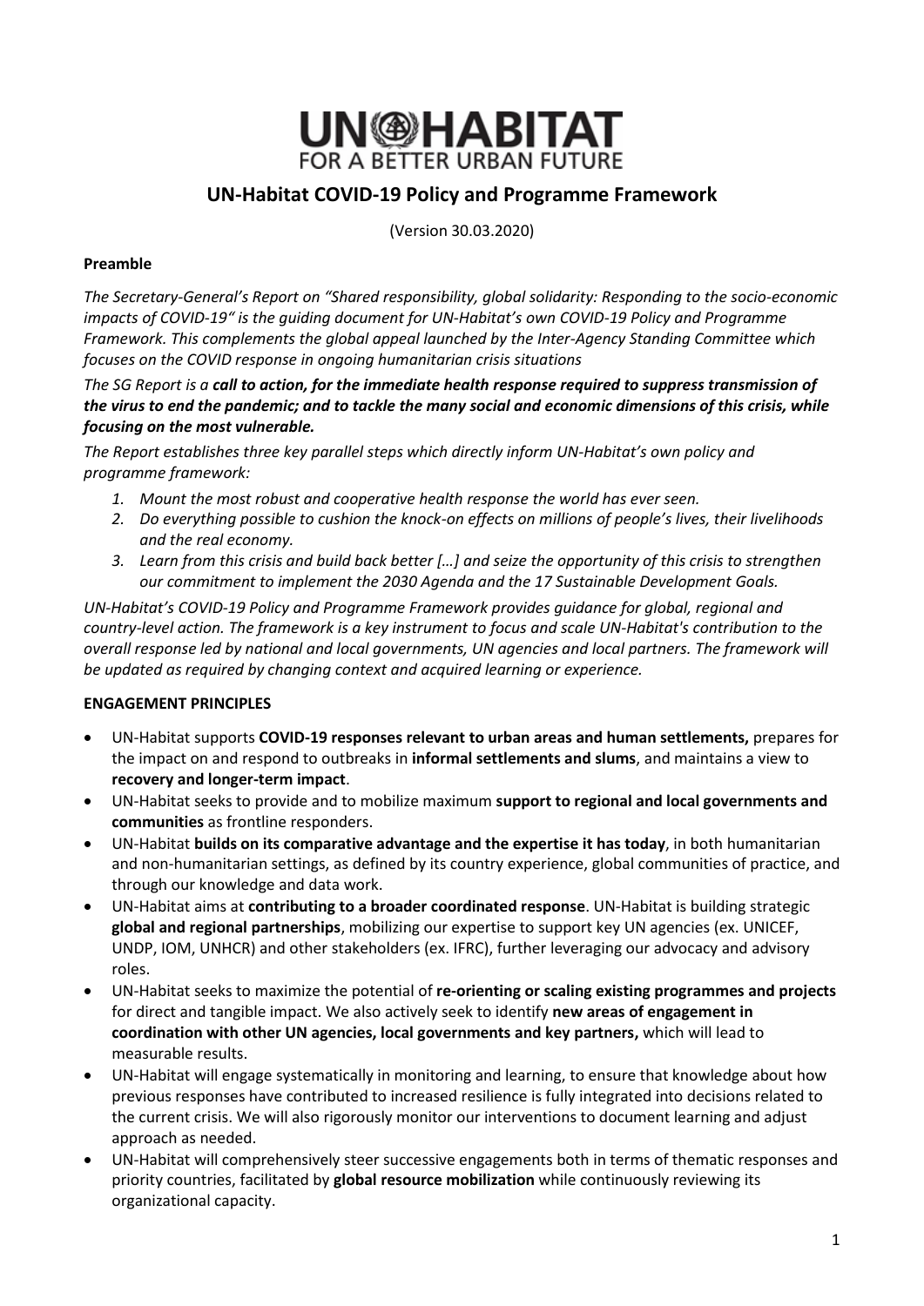UN-HABITAT
FOR A BETTER URBAN FUTURE

# UN-Habitat COVID-19 Policy and Programme Framework

(Version 30.03.2020)

**Preamble**

*The Secretary-General's Report on "Shared responsibility, global solidarity: Responding to the socio-economic impacts of COVID-19" is the guiding document for UN-Habitat's own COVID-19 Policy and Programme Framework. This complements the global appeal launched by the Inter-Agency Standing Committee which focuses on the COVID response in ongoing humanitarian crisis situations*

*The SG Report is a **call to action, for the immediate health response required to suppress transmission of the virus to end the pandemic; and to tackle the many social and economic dimensions of this crisis, while focusing on the most vulnerable.***

*The Report establishes three key parallel steps which directly inform UN-Habitat's own policy and programme framework:*

1. *Mount the most robust and cooperative health response the world has ever seen.*
2. *Do everything possible to cushion the knock-on effects on millions of people's lives, their livelihoods and the real economy.*
3. *Learn from this crisis and build back better […] and seize the opportunity of this crisis to strengthen our commitment to implement the 2030 Agenda and the 17 Sustainable Development Goals.*

*UN-Habitat's COVID-19 Policy and Programme Framework provides guidance for global, regional and country-level action. The framework is a key instrument to focus and scale UN-Habitat's contribution to the overall response led by national and local governments, UN agencies and local partners. The framework will be updated as required by changing context and acquired learning or experience.*

**ENGAGEMENT PRINCIPLES**

- UN-Habitat supports **COVID-19 responses relevant to urban areas and human settlements,** prepares for the impact on and respond to outbreaks in **informal settlements and slums**, and maintains a view to **recovery and longer-term impact**.
- UN-Habitat seeks to provide and to mobilize maximum **support to regional and local governments and communities** as frontline responders.
- UN-Habitat **builds on its comparative advantage and the expertise it has today**, in both humanitarian and non-humanitarian settings, as defined by its country experience, global communities of practice, and through our knowledge and data work.
- UN-Habitat aims at **contributing to a broader coordinated response**. UN-Habitat is building strategic **global and regional partnerships**, mobilizing our expertise to support key UN agencies (ex. UNICEF, UNDP, IOM, UNHCR) and other stakeholders (ex. IFRC), further leveraging our advocacy and advisory roles.
- UN-Habitat seeks to maximize the potential of **re-orienting or scaling existing programmes and projects** for direct and tangible impact. We also actively seek to identify **new areas of engagement in coordination with other UN agencies, local governments and key partners,** which will lead to measurable results.
- UN-Habitat will engage systematically in monitoring and learning, to ensure that knowledge about how previous responses have contributed to increased resilience is fully integrated into decisions related to the current crisis. We will also rigorously monitor our interventions to document learning and adjust approach as needed.
- UN-Habitat will comprehensively steer successive engagements both in terms of thematic responses and priority countries, facilitated by **global resource mobilization** while continuously reviewing its organizational capacity.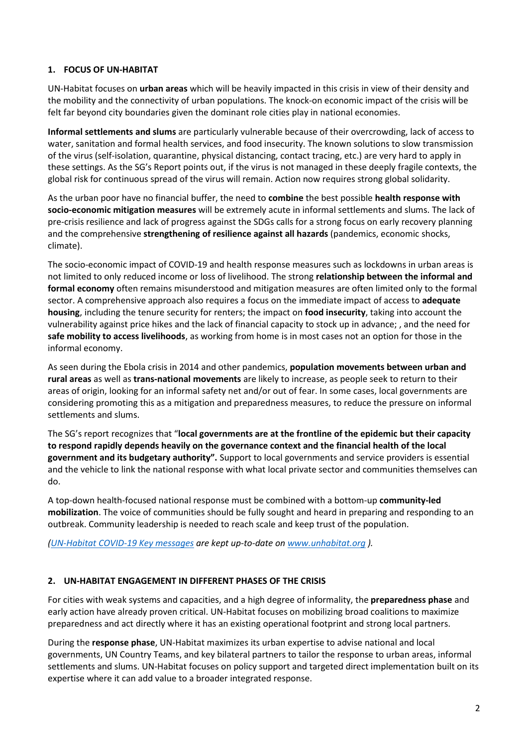## 1. FOCUS OF UN-HABITAT

UN-Habitat focuses on **urban areas** which will be heavily impacted in this crisis in view of their density and the mobility and the connectivity of urban populations. The knock-on economic impact of the crisis will be felt far beyond city boundaries given the dominant role cities play in national economies.

**Informal settlements and slums** are particularly vulnerable because of their overcrowding, lack of access to water, sanitation and formal health services, and food insecurity. The known solutions to slow transmission of the virus (self-isolation, quarantine, physical distancing, contact tracing, etc.) are very hard to apply in these settings. As the SG's Report points out, if the virus is not managed in these deeply fragile contexts, the global risk for continuous spread of the virus will remain. Action now requires strong global solidarity.

As the urban poor have no financial buffer, the need to **combine** the best possible **health response with socio-economic mitigation measures** will be extremely acute in informal settlements and slums. The lack of pre-crisis resilience and lack of progress against the SDGs calls for a strong focus on early recovery planning and the comprehensive **strengthening of resilience against all hazards** (pandemics, economic shocks, climate).

The socio-economic impact of COVID-19 and health response measures such as lockdowns in urban areas is not limited to only reduced income or loss of livelihood. The strong **relationship between the informal and formal economy** often remains misunderstood and mitigation measures are often limited only to the formal sector. A comprehensive approach also requires a focus on the immediate impact of access to **adequate housing**, including the tenure security for renters; the impact on **food insecurity**, taking into account the vulnerability against price hikes and the lack of financial capacity to stock up in advance; , and the need for **safe mobility to access livelihoods**, as working from home is in most cases not an option for those in the informal economy.

As seen during the Ebola crisis in 2014 and other pandemics, **population movements between urban and rural areas** as well as **trans-national movements** are likely to increase, as people seek to return to their areas of origin, looking for an informal safety net and/or out of fear. In some cases, local governments are considering promoting this as a mitigation and preparedness measures, to reduce the pressure on informal settlements and slums.

The SG's report recognizes that "**local governments are at the frontline of the epidemic but their capacity to respond rapidly depends heavily on the governance context and the financial health of the local government and its budgetary authority".** Support to local governments and service providers is essential and the vehicle to link the national response with what local private sector and communities themselves can do.

A top-down health-focused national response must be combined with a bottom-up **community-led mobilization**. The voice of communities should be fully sought and heard in preparing and responding to an outbreak. Community leadership is needed to reach scale and keep trust of the population.

*(UN-Habitat COVID-19 Key messages are kept up-to-date on www.unhabitat.org ).*

## 2. UN-HABITAT ENGAGEMENT IN DIFFERENT PHASES OF THE CRISIS

For cities with weak systems and capacities, and a high degree of informality, the **preparedness phase** and early action have already proven critical. UN-Habitat focuses on mobilizing broad coalitions to maximize preparedness and act directly where it has an existing operational footprint and strong local partners.

During the **response phase**, UN-Habitat maximizes its urban expertise to advise national and local governments, UN Country Teams, and key bilateral partners to tailor the response to urban areas, informal settlements and slums. UN-Habitat focuses on policy support and targeted direct implementation built on its expertise where it can add value to a broader integrated response.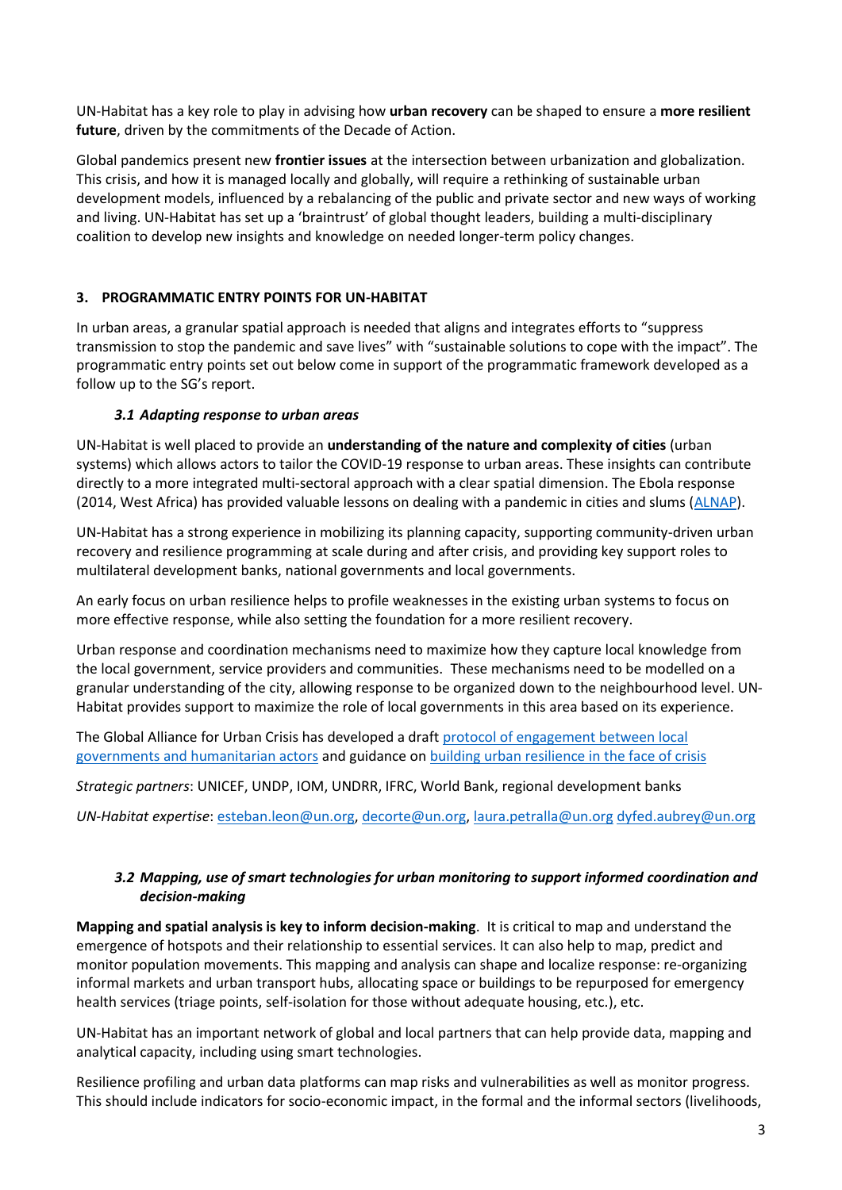UN-Habitat has a key role to play in advising how **urban recovery** can be shaped to ensure a **more resilient future**, driven by the commitments of the Decade of Action.

Global pandemics present new **frontier issues** at the intersection between urbanization and globalization. This crisis, and how it is managed locally and globally, will require a rethinking of sustainable urban development models, influenced by a rebalancing of the public and private sector and new ways of working and living. UN-Habitat has set up a 'braintrust' of global thought leaders, building a multi-disciplinary coalition to develop new insights and knowledge on needed longer-term policy changes.

## 3. PROGRAMMATIC ENTRY POINTS FOR UN-HABITAT

In urban areas, a granular spatial approach is needed that aligns and integrates efforts to "suppress transmission to stop the pandemic and save lives" with "sustainable solutions to cope with the impact". The programmatic entry points set out below come in support of the programmatic framework developed as a follow up to the SG's report.

### *3.1 Adapting response to urban areas*

UN-Habitat is well placed to provide an **understanding of the nature and complexity of cities** (urban systems) which allows actors to tailor the COVID-19 response to urban areas. These insights can contribute directly to a more integrated multi-sectoral approach with a clear spatial dimension. The Ebola response (2014, West Africa) has provided valuable lessons on dealing with a pandemic in cities and slums (ALNAP).

UN-Habitat has a strong experience in mobilizing its planning capacity, supporting community-driven urban recovery and resilience programming at scale during and after crisis, and providing key support roles to multilateral development banks, national governments and local governments.

An early focus on urban resilience helps to profile weaknesses in the existing urban systems to focus on more effective response, while also setting the foundation for a more resilient recovery.

Urban response and coordination mechanisms need to maximize how they capture local knowledge from the local government, service providers and communities. These mechanisms need to be modelled on a granular understanding of the city, allowing response to be organized down to the neighbourhood level. UN-Habitat provides support to maximize the role of local governments in this area based on its experience.

The Global Alliance for Urban Crisis has developed a draft protocol of engagement between local governments and humanitarian actors and guidance on building urban resilience in the face of crisis

*Strategic partners*: UNICEF, UNDP, IOM, UNDRR, IFRC, World Bank, regional development banks

*UN-Habitat expertise*: esteban.leon@un.org, decorte@un.org, laura.petralla@un.org dyfed.aubrey@un.org

### *3.2 Mapping, use of smart technologies for urban monitoring to support informed coordination and decision-making*

**Mapping and spatial analysis is key to inform decision-making**. It is critical to map and understand the emergence of hotspots and their relationship to essential services. It can also help to map, predict and monitor population movements. This mapping and analysis can shape and localize response: re-organizing informal markets and urban transport hubs, allocating space or buildings to be repurposed for emergency health services (triage points, self-isolation for those without adequate housing, etc.), etc.

UN-Habitat has an important network of global and local partners that can help provide data, mapping and analytical capacity, including using smart technologies.

Resilience profiling and urban data platforms can map risks and vulnerabilities as well as monitor progress. This should include indicators for socio-economic impact, in the formal and the informal sectors (livelihoods,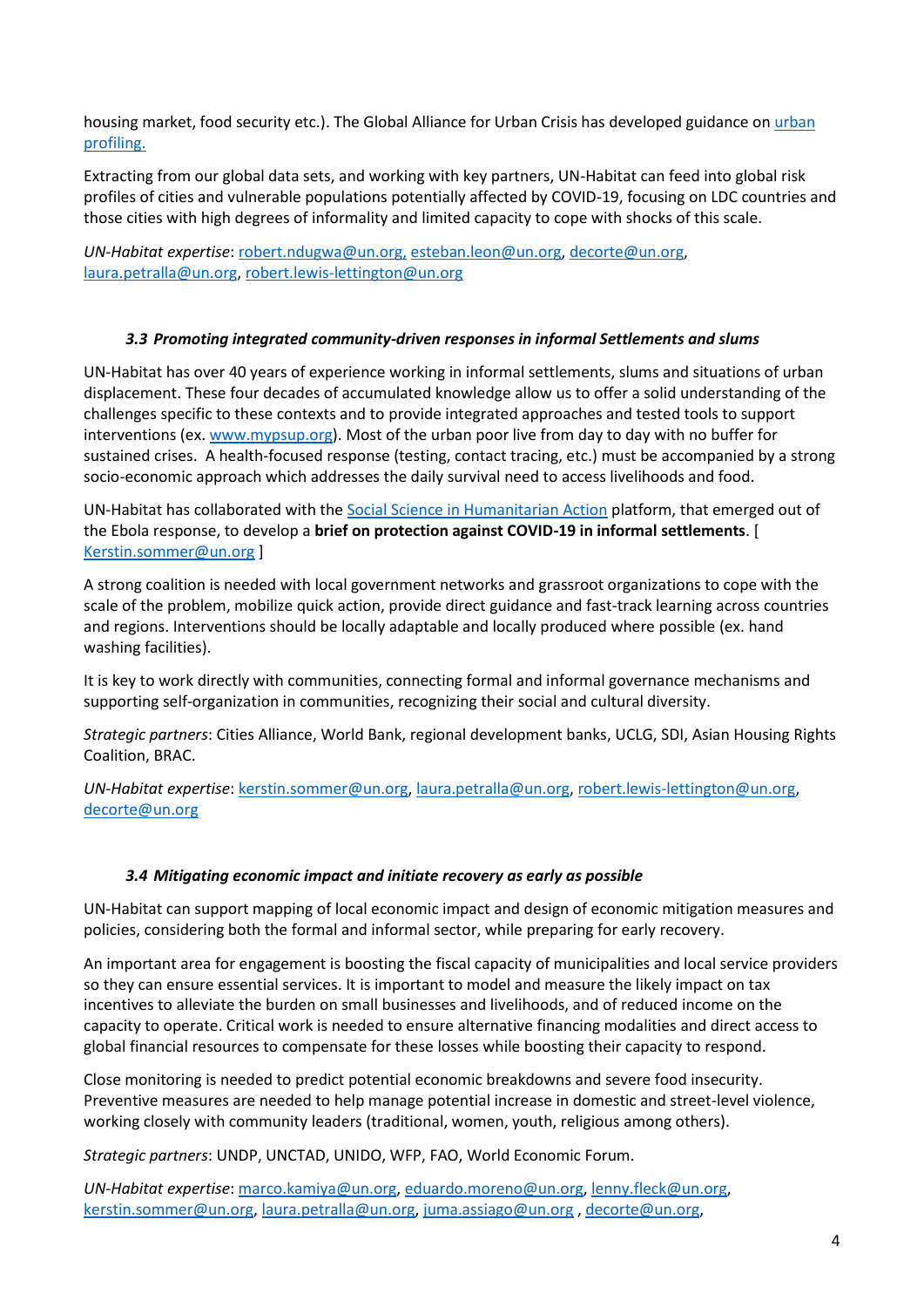housing market, food security etc.). The Global Alliance for Urban Crisis has developed guidance on urban profiling.

Extracting from our global data sets, and working with key partners, UN-Habitat can feed into global risk profiles of cities and vulnerable populations potentially affected by COVID-19, focusing on LDC countries and those cities with high degrees of informality and limited capacity to cope with shocks of this scale.

*UN-Habitat expertise*: robert.ndugwa@un.org, esteban.leon@un.org, decorte@un.org, laura.petralla@un.org, robert.lewis-lettington@un.org

### *3.3 Promoting integrated community-driven responses in informal Settlements and slums*

UN-Habitat has over 40 years of experience working in informal settlements, slums and situations of urban displacement. These four decades of accumulated knowledge allow us to offer a solid understanding of the challenges specific to these contexts and to provide integrated approaches and tested tools to support interventions (ex. www.mypsup.org). Most of the urban poor live from day to day with no buffer for sustained crises. A health-focused response (testing, contact tracing, etc.) must be accompanied by a strong socio-economic approach which addresses the daily survival need to access livelihoods and food.

UN-Habitat has collaborated with the Social Science in Humanitarian Action platform, that emerged out of the Ebola response, to develop a **brief on protection against COVID-19 in informal settlements**. [ Kerstin.sommer@un.org ]

A strong coalition is needed with local government networks and grassroot organizations to cope with the scale of the problem, mobilize quick action, provide direct guidance and fast-track learning across countries and regions. Interventions should be locally adaptable and locally produced where possible (ex. hand washing facilities).

It is key to work directly with communities, connecting formal and informal governance mechanisms and supporting self-organization in communities, recognizing their social and cultural diversity.

*Strategic partners*: Cities Alliance, World Bank, regional development banks, UCLG, SDI, Asian Housing Rights Coalition, BRAC.

*UN-Habitat expertise*: kerstin.sommer@un.org, laura.petralla@un.org, robert.lewis-lettington@un.org, decorte@un.org

### *3.4 Mitigating economic impact and initiate recovery as early as possible*

UN-Habitat can support mapping of local economic impact and design of economic mitigation measures and policies, considering both the formal and informal sector, while preparing for early recovery.

An important area for engagement is boosting the fiscal capacity of municipalities and local service providers so they can ensure essential services. It is important to model and measure the likely impact on tax incentives to alleviate the burden on small businesses and livelihoods, and of reduced income on the capacity to operate. Critical work is needed to ensure alternative financing modalities and direct access to global financial resources to compensate for these losses while boosting their capacity to respond.

Close monitoring is needed to predict potential economic breakdowns and severe food insecurity. Preventive measures are needed to help manage potential increase in domestic and street-level violence, working closely with community leaders (traditional, women, youth, religious among others).

*Strategic partners*: UNDP, UNCTAD, UNIDO, WFP, FAO, World Economic Forum.

*UN-Habitat expertise*: marco.kamiya@un.org, eduardo.moreno@un.org, lenny.fleck@un.org, kerstin.sommer@un.org, laura.petralla@un.org, juma.assiago@un.org , decorte@un.org,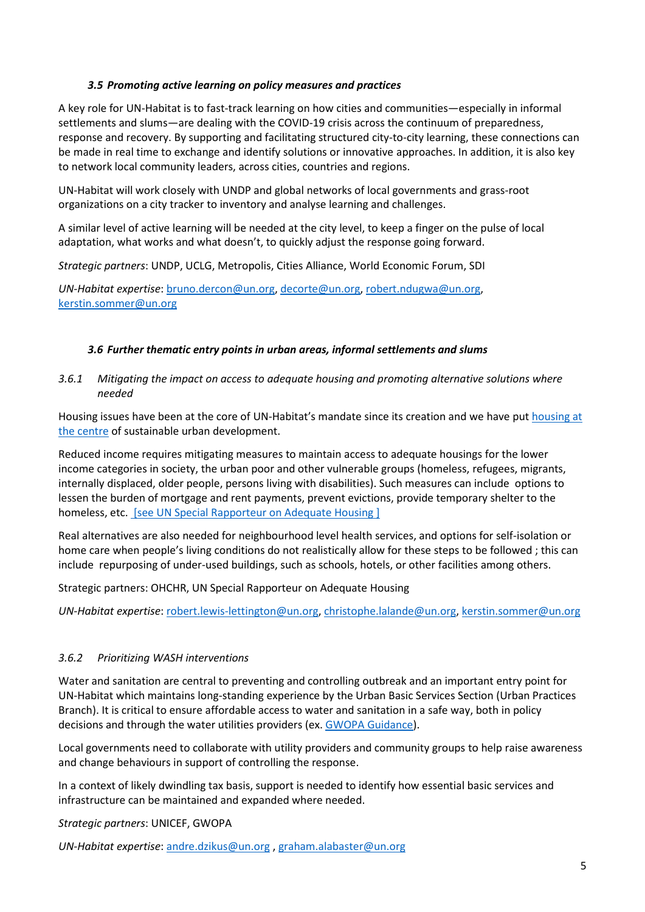### *3.5 Promoting active learning on policy measures and practices*

A key role for UN-Habitat is to fast-track learning on how cities and communities—especially in informal settlements and slums—are dealing with the COVID-19 crisis across the continuum of preparedness, response and recovery. By supporting and facilitating structured city-to-city learning, these connections can be made in real time to exchange and identify solutions or innovative approaches. In addition, it is also key to network local community leaders, across cities, countries and regions.

UN-Habitat will work closely with UNDP and global networks of local governments and grass-root organizations on a city tracker to inventory and analyse learning and challenges.

A similar level of active learning will be needed at the city level, to keep a finger on the pulse of local adaptation, what works and what doesn't, to quickly adjust the response going forward.

*Strategic partners*: UNDP, UCLG, Metropolis, Cities Alliance, World Economic Forum, SDI

*UN-Habitat expertise*: bruno.dercon@un.org, decorte@un.org, robert.ndugwa@un.org, kerstin.sommer@un.org

### *3.6 Further thematic entry points in urban areas, informal settlements and slums*

#### *3.6.1 Mitigating the impact on access to adequate housing and promoting alternative solutions where needed*

Housing issues have been at the core of UN-Habitat's mandate since its creation and we have put housing at the centre of sustainable urban development.

Reduced income requires mitigating measures to maintain access to adequate housings for the lower income categories in society, the urban poor and other vulnerable groups (homeless, refugees, migrants, internally displaced, older people, persons living with disabilities). Such measures can include options to lessen the burden of mortgage and rent payments, prevent evictions, provide temporary shelter to the homeless, etc. [see UN Special Rapporteur on Adequate Housing ]

Real alternatives are also needed for neighbourhood level health services, and options for self-isolation or home care when people's living conditions do not realistically allow for these steps to be followed ; this can include repurposing of under-used buildings, such as schools, hotels, or other facilities among others.

Strategic partners: OHCHR, UN Special Rapporteur on Adequate Housing

*UN-Habitat expertise*: robert.lewis-lettington@un.org, christophe.lalande@un.org, kerstin.sommer@un.org

#### *3.6.2 Prioritizing WASH interventions*

Water and sanitation are central to preventing and controlling outbreak and an important entry point for UN-Habitat which maintains long-standing experience by the Urban Basic Services Section (Urban Practices Branch). It is critical to ensure affordable access to water and sanitation in a safe way, both in policy decisions and through the water utilities providers (ex. GWOPA Guidance).

Local governments need to collaborate with utility providers and community groups to help raise awareness and change behaviours in support of controlling the response.

In a context of likely dwindling tax basis, support is needed to identify how essential basic services and infrastructure can be maintained and expanded where needed.

*Strategic partners*: UNICEF, GWOPA

*UN-Habitat expertise*: andre.dzikus@un.org , graham.alabaster@un.org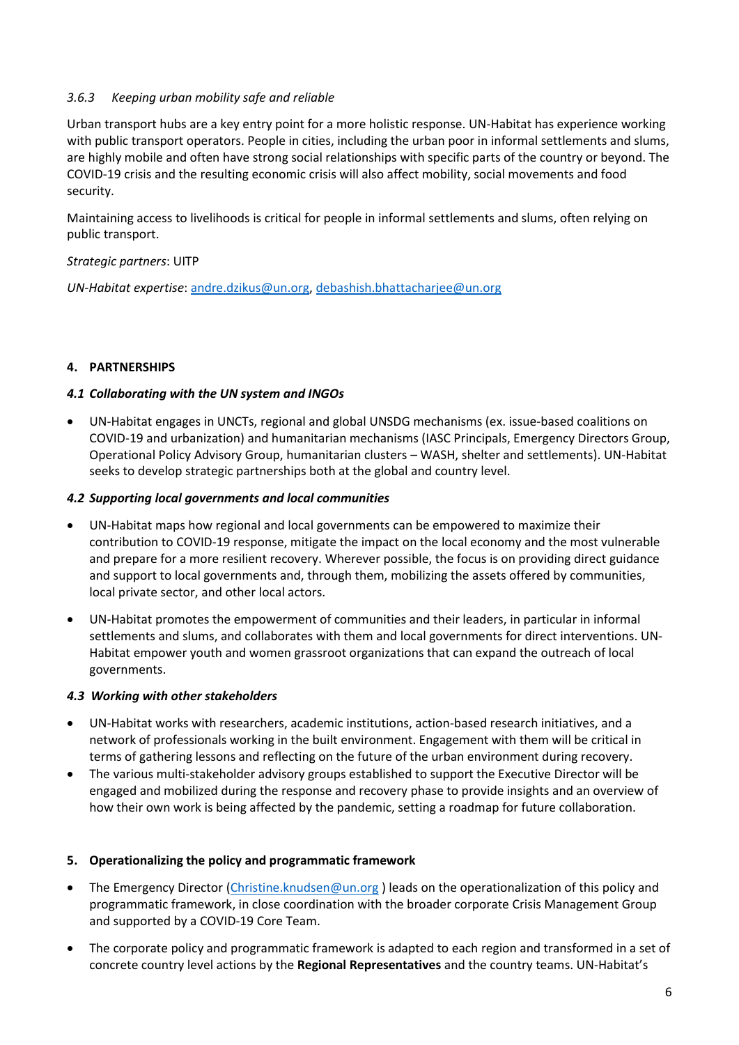#### 3.6.3 *Keeping urban mobility safe and reliable*

Urban transport hubs are a key entry point for a more holistic response. UN-Habitat has experience working with public transport operators. People in cities, including the urban poor in informal settlements and slums, are highly mobile and often have strong social relationships with specific parts of the country or beyond. The COVID-19 crisis and the resulting economic crisis will also affect mobility, social movements and food security.

Maintaining access to livelihoods is critical for people in informal settlements and slums, often relying on public transport.

*Strategic partners*: UITP

*UN-Habitat expertise*: andre.dzikus@un.org, debashish.bhattacharjee@un.org

## 4. PARTNERSHIPS

### *4.1 Collaborating with the UN system and INGOs*

- UN-Habitat engages in UNCTs, regional and global UNSDG mechanisms (ex. issue-based coalitions on COVID-19 and urbanization) and humanitarian mechanisms (IASC Principals, Emergency Directors Group, Operational Policy Advisory Group, humanitarian clusters – WASH, shelter and settlements). UN-Habitat seeks to develop strategic partnerships both at the global and country level.

### *4.2 Supporting local governments and local communities*

- UN-Habitat maps how regional and local governments can be empowered to maximize their contribution to COVID-19 response, mitigate the impact on the local economy and the most vulnerable and prepare for a more resilient recovery. Wherever possible, the focus is on providing direct guidance and support to local governments and, through them, mobilizing the assets offered by communities, local private sector, and other local actors.
- UN-Habitat promotes the empowerment of communities and their leaders, in particular in informal settlements and slums, and collaborates with them and local governments for direct interventions. UN-Habitat empower youth and women grassroot organizations that can expand the outreach of local governments.

### *4.3 Working with other stakeholders*

- UN-Habitat works with researchers, academic institutions, action-based research initiatives, and a network of professionals working in the built environment. Engagement with them will be critical in terms of gathering lessons and reflecting on the future of the urban environment during recovery.
- The various multi-stakeholder advisory groups established to support the Executive Director will be engaged and mobilized during the response and recovery phase to provide insights and an overview of how their own work is being affected by the pandemic, setting a roadmap for future collaboration.

## 5. Operationalizing the policy and programmatic framework

- The Emergency Director (Christine.knudsen@un.org ) leads on the operationalization of this policy and programmatic framework, in close coordination with the broader corporate Crisis Management Group and supported by a COVID-19 Core Team.
- The corporate policy and programmatic framework is adapted to each region and transformed in a set of concrete country level actions by the **Regional Representatives** and the country teams. UN-Habitat's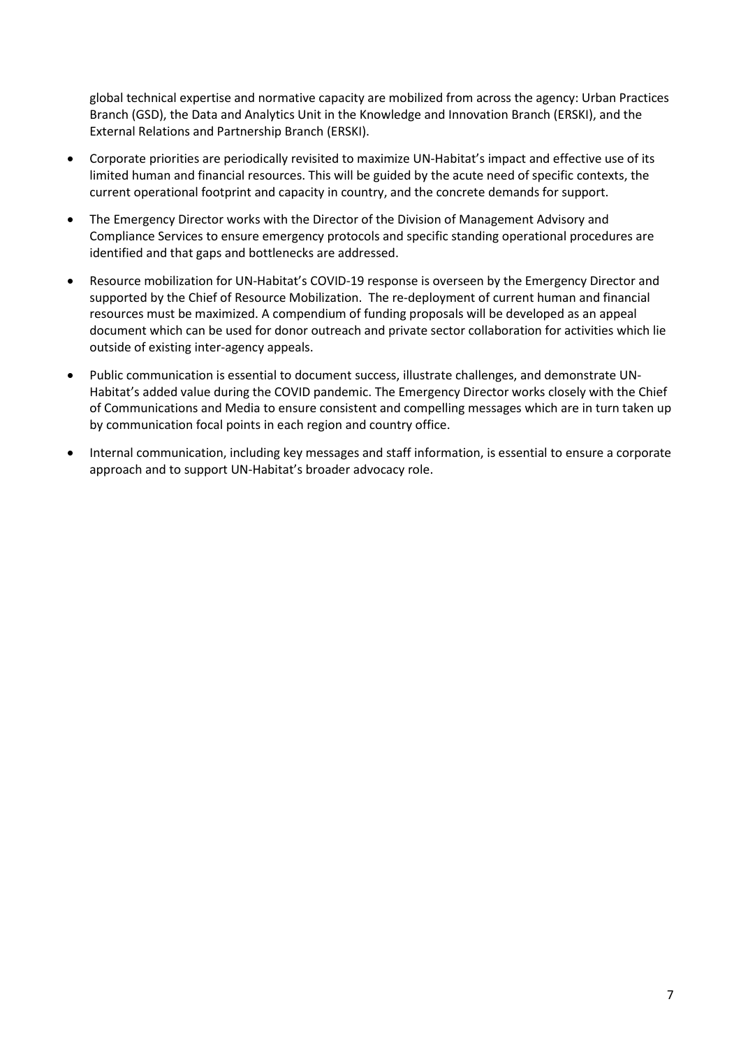global technical expertise and normative capacity are mobilized from across the agency: Urban Practices Branch (GSD), the Data and Analytics Unit in the Knowledge and Innovation Branch (ERSKI), and the External Relations and Partnership Branch (ERSKI).

- Corporate priorities are periodically revisited to maximize UN-Habitat's impact and effective use of its limited human and financial resources. This will be guided by the acute need of specific contexts, the current operational footprint and capacity in country, and the concrete demands for support.
- The Emergency Director works with the Director of the Division of Management Advisory and Compliance Services to ensure emergency protocols and specific standing operational procedures are identified and that gaps and bottlenecks are addressed.
- Resource mobilization for UN-Habitat's COVID-19 response is overseen by the Emergency Director and supported by the Chief of Resource Mobilization. The re-deployment of current human and financial resources must be maximized. A compendium of funding proposals will be developed as an appeal document which can be used for donor outreach and private sector collaboration for activities which lie outside of existing inter-agency appeals.
- Public communication is essential to document success, illustrate challenges, and demonstrate UN-Habitat's added value during the COVID pandemic. The Emergency Director works closely with the Chief of Communications and Media to ensure consistent and compelling messages which are in turn taken up by communication focal points in each region and country office.
- Internal communication, including key messages and staff information, is essential to ensure a corporate approach and to support UN-Habitat's broader advocacy role.